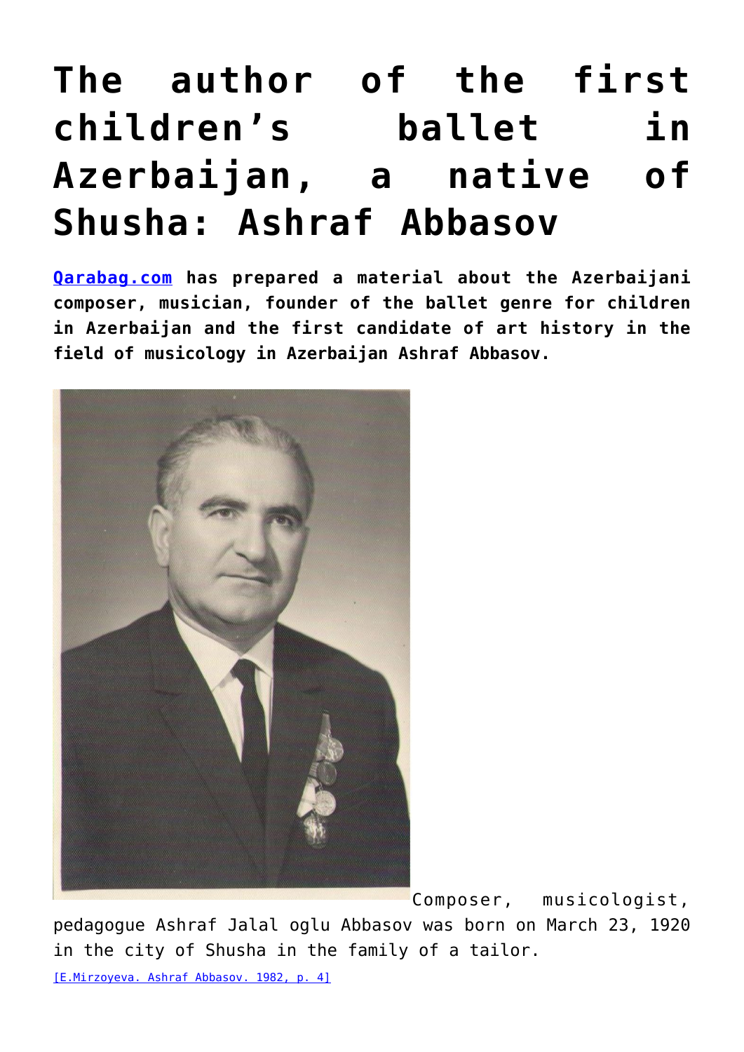# The author of the first children's ballet in Azerbaijan, a native of Shusha: Ashraf Abbasov

**[Qarabag.com](Qarabag.com) has prepared a material about the Azerbaijani composer, musician, founder of the ballet genre for children in Azerbaijan and the first candidate of art history in the field of musicology in Azerbaijan Ashraf Abbasov.**

Composer, musicologist, pedagogue Ashraf Jalal oglu Abbasov was born on March 23, 1920 in the city of Shusha in the family of a tailor.

[E.Mirzoyeva. Ashraf Abbasov. 1982, p. 4]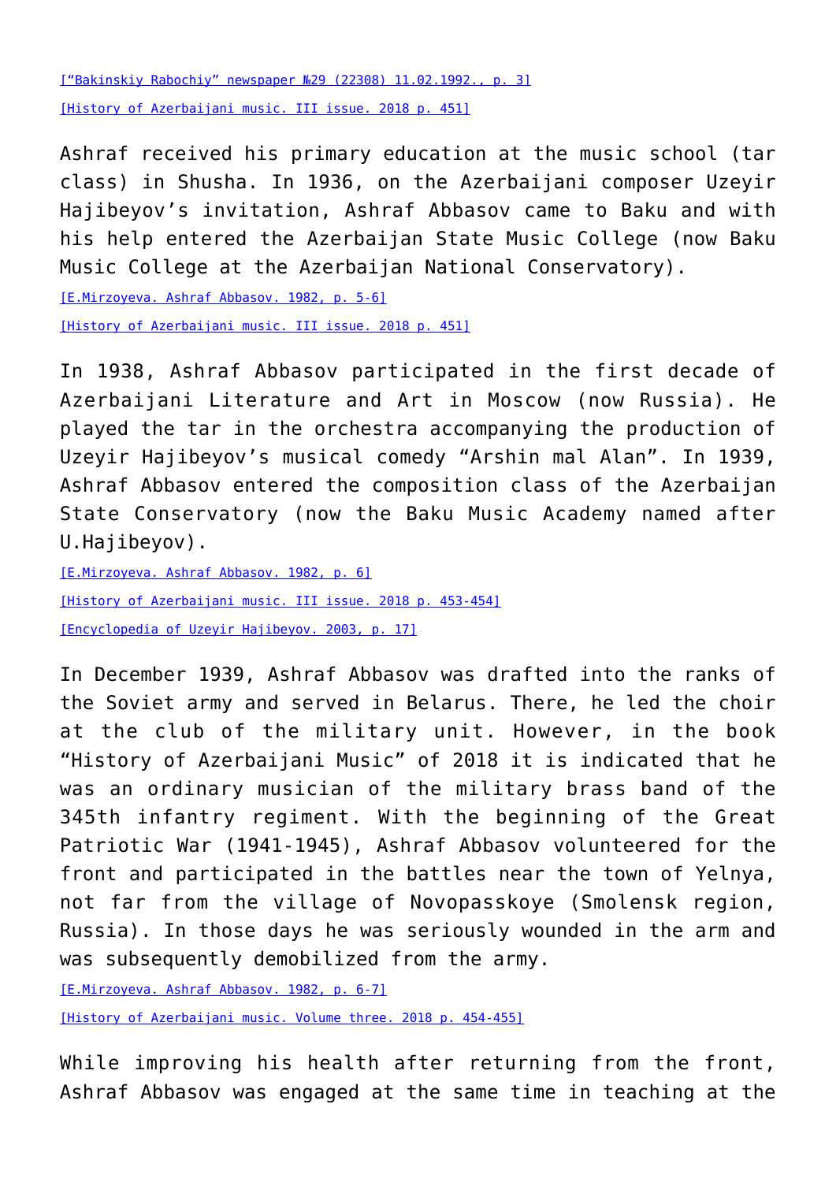[“Bakinskiy Rabochiy” newspaper №29 (22308) 11.02.1992., p. 3]

[History of Azerbaijani music. III issue. 2018 p. 451]

Ashraf received his primary education at the music school (tar class) in Shusha. In 1936, on the Azerbaijani composer Uzeyir Hajibeyov’s invitation, Ashraf Abbasov came to Baku and with his help entered the Azerbaijan State Music College (now Baku Music College at the Azerbaijan National Conservatory).

[E.Mirzoyeva. Ashraf Abbasov. 1982, p. 5-6]

[History of Azerbaijani music. III issue. 2018 p. 451]

In 1938, Ashraf Abbasov participated in the first decade of Azerbaijani Literature and Art in Moscow (now Russia). He played the tar in the orchestra accompanying the production of Uzeyir Hajibeyov’s musical comedy “Arshin mal Alan”. In 1939, Ashraf Abbasov entered the composition class of the Azerbaijan State Conservatory (now the Baku Music Academy named after U.Hajibeyov).

[E.Mirzoyeva. Ashraf Abbasov. 1982, p. 6]

[History of Azerbaijani music. III issue. 2018 p. 453-454]

[Encyclopedia of Uzeyir Hajibeyov. 2003, p. 17]

In December 1939, Ashraf Abbasov was drafted into the ranks of the Soviet army and served in Belarus. There, he led the choir at the club of the military unit. However, in the book “History of Azerbaijani Music” of 2018 it is indicated that he was an ordinary musician of the military brass band of the 345th infantry regiment. With the beginning of the Great Patriotic War (1941-1945), Ashraf Abbasov volunteered for the front and participated in the battles near the town of Yelnya, not far from the village of Novopasskoye (Smolensk region, Russia). In those days he was seriously wounded in the arm and was subsequently demobilized from the army.

[E.Mirzoyeva. Ashraf Abbasov. 1982, p. 6-7]

[History of Azerbaijani music. Volume three. 2018 p. 454-455]

While improving his health after returning from the front, Ashraf Abbasov was engaged at the same time in teaching at the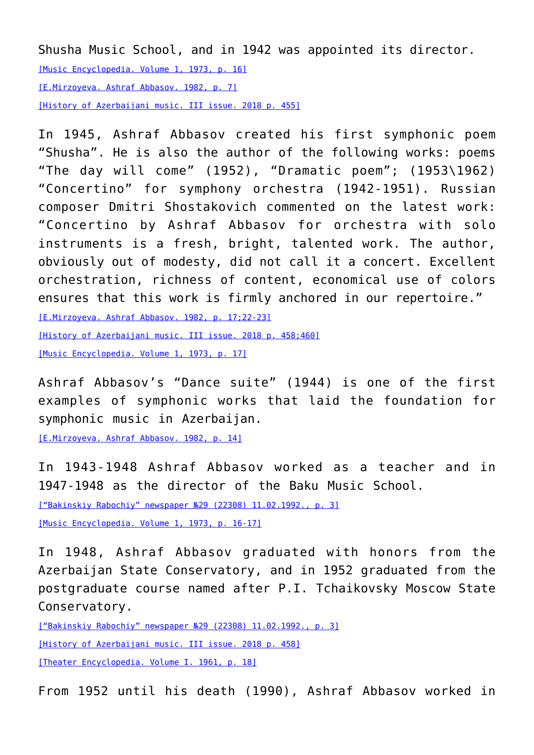Shusha Music School, and in 1942 was appointed its director.

[Music Encyclopedia. Volume 1, 1973, p. 16]

[E.Mirzoyeva. Ashraf Abbasov. 1982, p. 7]

[History of Azerbaijani music. III issue. 2018 p. 455]

In 1945, Ashraf Abbasov created his first symphonic poem "Shusha". He is also the author of the following works: poems "The day will come" (1952), "Dramatic poem"; (1953\1962) "Concertino" for symphony orchestra (1942-1951). Russian composer Dmitri Shostakovich commented on the latest work: "Concertino by Ashraf Abbasov for orchestra with solo instruments is a fresh, bright, talented work. The author, obviously out of modesty, did not call it a concert. Excellent orchestration, richness of content, economical use of colors ensures that this work is firmly anchored in our repertoire."

[E.Mirzoyeva. Ashraf Abbasov. 1982, p. 17;22-23]

[History of Azerbaijani music. III issue. 2018 p. 458;460]

[Music Encyclopedia. Volume 1, 1973, p. 17]

Ashraf Abbasov's "Dance suite" (1944) is one of the first examples of symphonic works that laid the foundation for symphonic music in Azerbaijan.

[E.Mirzoyeva. Ashraf Abbasov. 1982, p. 14]

In 1943-1948 Ashraf Abbasov worked as a teacher and in 1947-1948 as the director of the Baku Music School.

["Bakinskiy Rabochiy" newspaper №29 (22308) 11.02.1992., p. 3]

[Music Encyclopedia. Volume 1, 1973, p. 16-17]

In 1948, Ashraf Abbasov graduated with honors from the Azerbaijan State Conservatory, and in 1952 graduated from the postgraduate course named after P.I. Tchaikovsky Moscow State Conservatory.

["Bakinskiy Rabochiy" newspaper №29 (22308) 11.02.1992., p. 3]

[History of Azerbaijani music. III issue. 2018 p. 458]

[Theater Encyclopedia. Volume I. 1961, p. 18]

From 1952 until his death (1990), Ashraf Abbasov worked in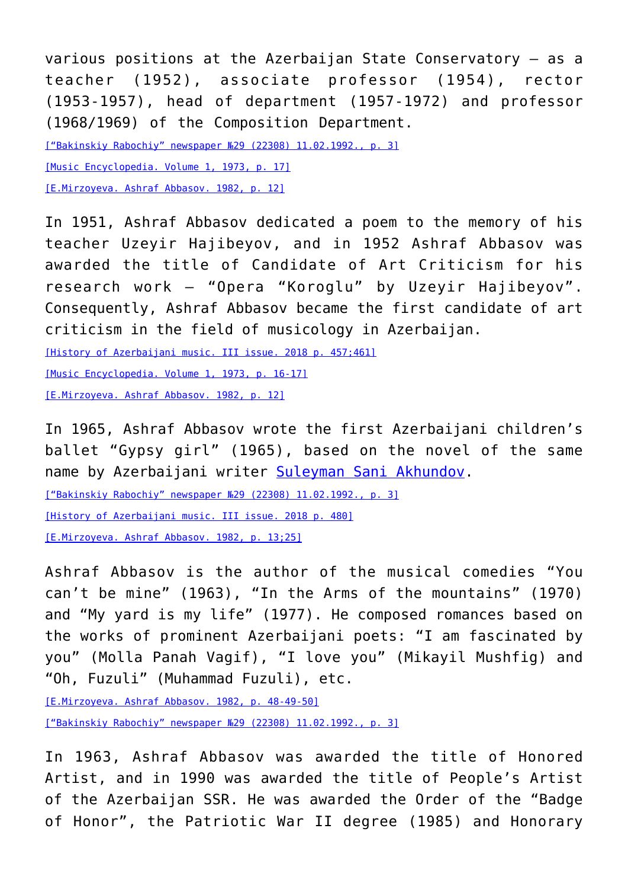various positions at the Azerbaijan State Conservatory – as a teacher (1952), associate professor (1954), rector (1953-1957), head of department (1957-1972) and professor (1968/1969) of the Composition Department.

["Bakinskiy Rabochiy" newspaper №29 (22308) 11.02.1992., p. 3]

[Music Encyclopedia. Volume 1, 1973, p. 17]

[E.Mirzoyeva. Ashraf Abbasov. 1982, p. 12]

In 1951, Ashraf Abbasov dedicated a poem to the memory of his teacher Uzeyir Hajibeyov, and in 1952 Ashraf Abbasov was awarded the title of Candidate of Art Criticism for his research work – "Opera "Koroglu" by Uzeyir Hajibeyov". Consequently, Ashraf Abbasov became the first candidate of art criticism in the field of musicology in Azerbaijan.

[History of Azerbaijani music. III issue. 2018 p. 457;461]

[Music Encyclopedia. Volume 1, 1973, p. 16-17]

[E.Mirzoyeva. Ashraf Abbasov. 1982, p. 12]

In 1965, Ashraf Abbasov wrote the first Azerbaijani children's ballet "Gypsy girl" (1965), based on the novel of the same name by Azerbaijani writer Suleyman Sani Akhundov.

["Bakinskiy Rabochiy" newspaper №29 (22308) 11.02.1992., p. 3]

[History of Azerbaijani music. III issue. 2018 p. 480]

[E.Mirzoyeva. Ashraf Abbasov. 1982, p. 13;25]

Ashraf Abbasov is the author of the musical comedies "You can't be mine" (1963), "In the Arms of the mountains" (1970) and "My yard is my life" (1977). He composed romances based on the works of prominent Azerbaijani poets: "I am fascinated by you" (Molla Panah Vagif), "I love you" (Mikayil Mushfig) and "Oh, Fuzuli" (Muhammad Fuzuli), etc.

[E.Mirzoyeva. Ashraf Abbasov. 1982, p. 48-49-50]

["Bakinskiy Rabochiy" newspaper №29 (22308) 11.02.1992., p. 3]

In 1963, Ashraf Abbasov was awarded the title of Honored Artist, and in 1990 was awarded the title of People's Artist of the Azerbaijan SSR. He was awarded the Order of the "Badge of Honor", the Patriotic War II degree (1985) and Honorary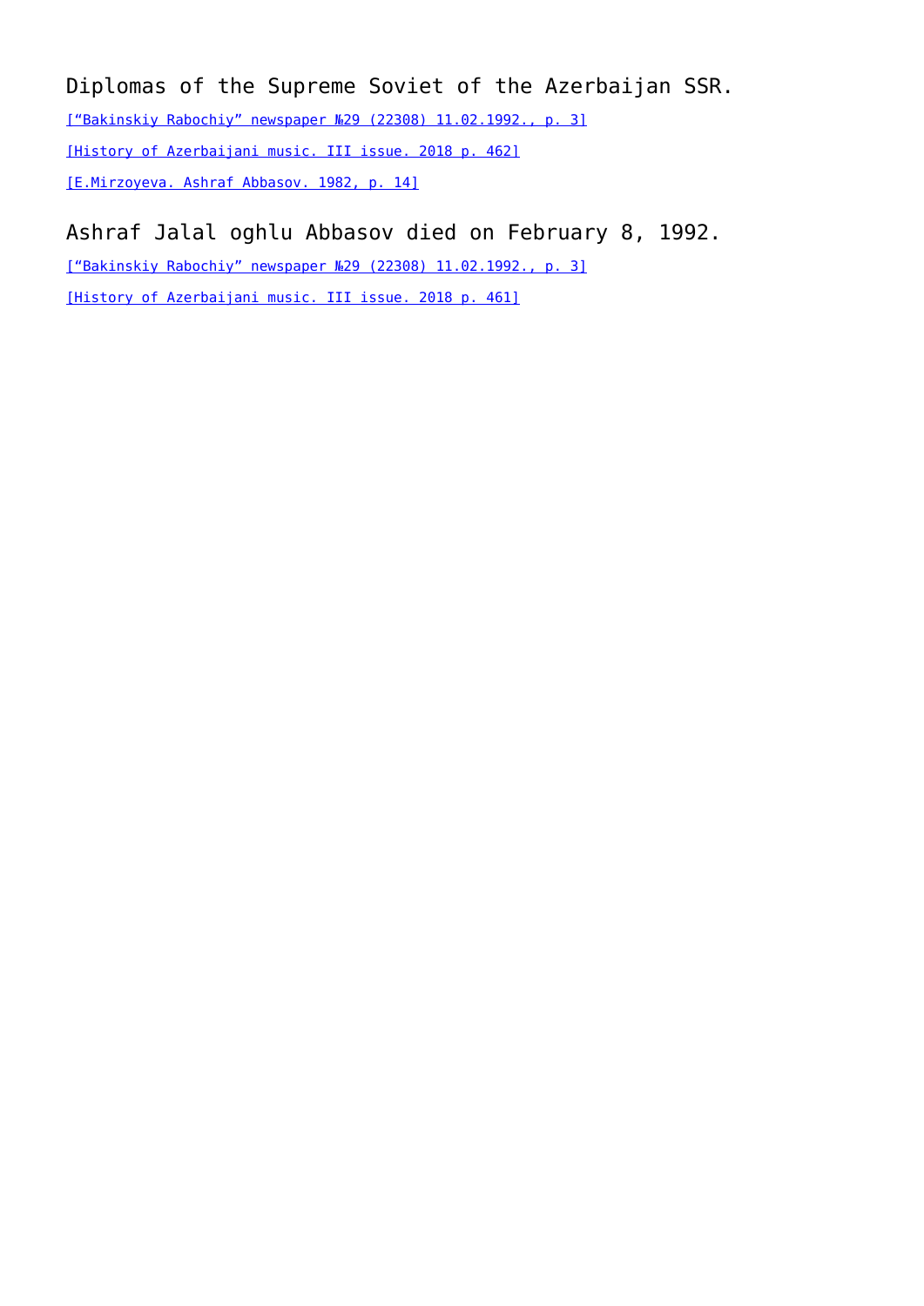Diplomas of the Supreme Soviet of the Azerbaijan SSR.

[“Bakinskiy Rabochiy” newspaper №29 (22308) 11.02.1992., p. 3]

[History of Azerbaijani music. III issue. 2018 p. 462]

[E.Mirzoyeva. Ashraf Abbasov. 1982, p. 14]

Ashraf Jalal oghlu Abbasov died on February 8, 1992.

[“Bakinskiy Rabochiy” newspaper №29 (22308) 11.02.1992., p. 3]

[History of Azerbaijani music. III issue. 2018 p. 461]